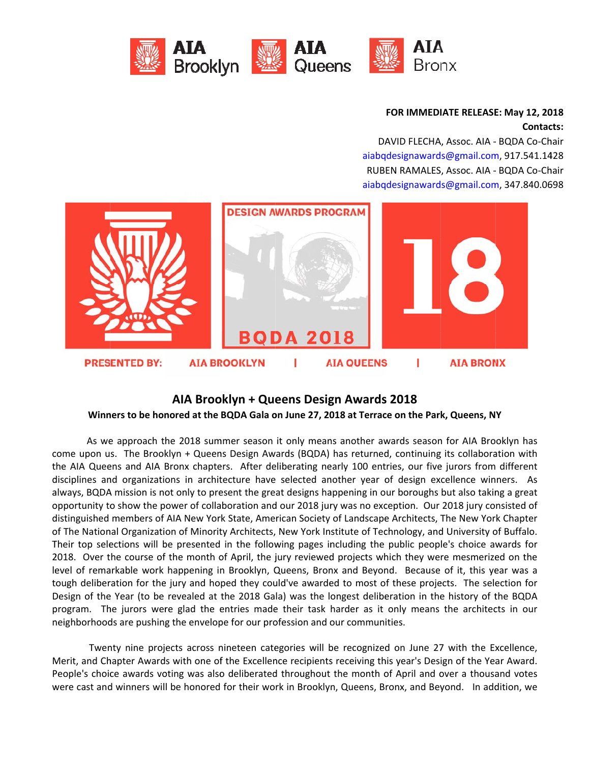AIA Brooklyn AIA Queens AIA Bronx

**FOR IMMEDIATE RELEASE: May 12, 2018**
**Contacts:**
DAVID FLECHA, Assoc. AIA - BQDA Co-Chair
aiabqdesignawards@gmail.com, 917.541.1428
RUBEN RAMALES, Assoc. AIA - BQDA Co-Chair
aiabqdesignawards@gmail.com, 347.840.0698

DESIGN AWARDS PROGRAM
BQDA 2018
18
PRESENTED BY: AIA BROOKLYN | AIA QUEENS | AIA BRONX

## AIA Brooklyn + Queens Design Awards 2018

**Winners to be honored at the BQDA Gala on June 27, 2018 at Terrace on the Park, Queens, NY**

As we approach the 2018 summer season it only means another awards season for AIA Brooklyn has come upon us. The Brooklyn + Queens Design Awards (BQDA) has returned, continuing its collaboration with the AIA Queens and AIA Bronx chapters. After deliberating nearly 100 entries, our five jurors from different disciplines and organizations in architecture have selected another year of design excellence winners. As always, BQDA mission is not only to present the great designs happening in our boroughs but also taking a great opportunity to show the power of collaboration and our 2018 jury was no exception. Our 2018 jury consisted of distinguished members of AIA New York State, American Society of Landscape Architects, The New York Chapter of The National Organization of Minority Architects, New York Institute of Technology, and University of Buffalo. Their top selections will be presented in the following pages including the public people's choice awards for 2018. Over the course of the month of April, the jury reviewed projects which they were mesmerized on the level of remarkable work happening in Brooklyn, Queens, Bronx and Beyond. Because of it, this year was a tough deliberation for the jury and hoped they could've awarded to most of these projects. The selection for Design of the Year (to be revealed at the 2018 Gala) was the longest deliberation in the history of the BQDA program. The jurors were glad the entries made their task harder as it only means the architects in our neighborhoods are pushing the envelope for our profession and our communities.

Twenty nine projects across nineteen categories will be recognized on June 27 with the Excellence, Merit, and Chapter Awards with one of the Excellence recipients receiving this year's Design of the Year Award. People's choice awards voting was also deliberated throughout the month of April and over a thousand votes were cast and winners will be honored for their work in Brooklyn, Queens, Bronx, and Beyond. In addition, we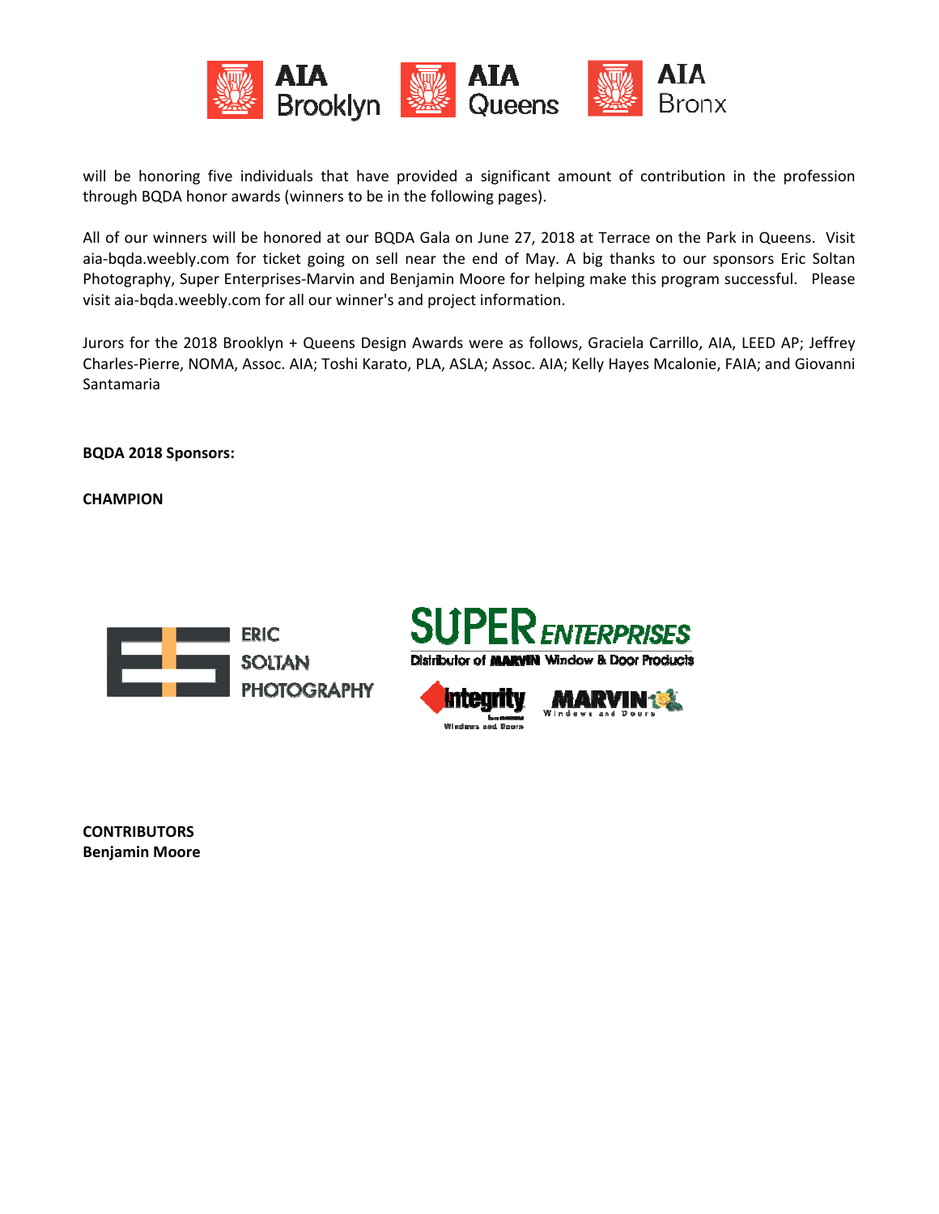will be honoring five individuals that have provided a significant amount of contribution in the profession through BQDA honor awards (winners to be in the following pages).

All of our winners will be honored at our BQDA Gala on June 27, 2018 at Terrace on the Park in Queens. Visit aia-bqda.weebly.com for ticket going on sell near the end of May. A big thanks to our sponsors Eric Soltan Photography, Super Enterprises-Marvin and Benjamin Moore for helping make this program successful. Please visit aia-bqda.weebly.com for all our winner's and project information.

Jurors for the 2018 Brooklyn + Queens Design Awards were as follows, Graciela Carrillo, AIA, LEED AP; Jeffrey Charles-Pierre, NOMA, Assoc. AIA; Toshi Karato, PLA, ASLA; Assoc. AIA; Kelly Hayes Mcalonie, FAIA; and Giovanni Santamaria

**BQDA 2018 Sponsors:**

**CHAMPION**

**CONTRIBUTORS**
**Benjamin Moore**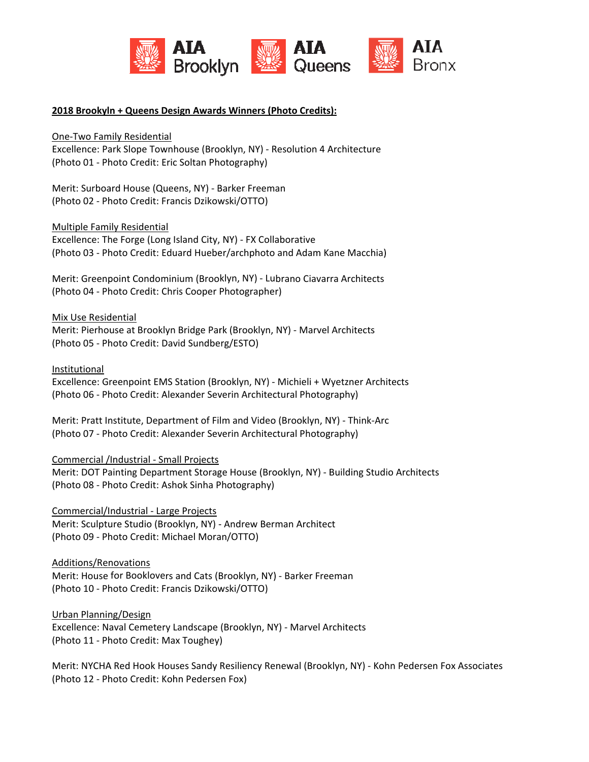AIA Brooklyn AIA Queens AIA Bronx

**2018 Brooklyn + Queens Design Awards Winners (Photo Credits):**

One-Two Family Residential

Excellence: Park Slope Townhouse (Brooklyn, NY) - Resolution 4 Architecture
(Photo 01 - Photo Credit: Eric Soltan Photography)

Merit: Surboard House (Queens, NY) - Barker Freeman
(Photo 02 - Photo Credit: Francis Dzikowski/OTTO)

Multiple Family Residential

Excellence: The Forge (Long Island City, NY) - FX Collaborative
(Photo 03 - Photo Credit: Eduard Hueber/archphoto and Adam Kane Macchia)

Merit: Greenpoint Condominium (Brooklyn, NY) - Lubrano Ciavarra Architects
(Photo 04 - Photo Credit: Chris Cooper Photographer)

Mix Use Residential

Merit: Pierhouse at Brooklyn Bridge Park (Brooklyn, NY) - Marvel Architects
(Photo 05 - Photo Credit: David Sundberg/ESTO)

Institutional

Excellence: Greenpoint EMS Station (Brooklyn, NY) - Michieli + Wyetzner Architects
(Photo 06 - Photo Credit: Alexander Severin Architectural Photography)

Merit: Pratt Institute, Department of Film and Video (Brooklyn, NY) - Think-Arc
(Photo 07 - Photo Credit: Alexander Severin Architectural Photography)

Commercial /Industrial - Small Projects

Merit: DOT Painting Department Storage House (Brooklyn, NY) - Building Studio Architects
(Photo 08 - Photo Credit: Ashok Sinha Photography)

Commercial/Industrial - Large Projects

Merit: Sculpture Studio (Brooklyn, NY) - Andrew Berman Architect
(Photo 09 - Photo Credit: Michael Moran/OTTO)

Additions/Renovations

Merit: House for Booklovers and Cats (Brooklyn, NY) - Barker Freeman
(Photo 10 - Photo Credit: Francis Dzikowski/OTTO)

Urban Planning/Design

Excellence: Naval Cemetery Landscape (Brooklyn, NY) - Marvel Architects
(Photo 11 - Photo Credit: Max Toughey)

Merit: NYCHA Red Hook Houses Sandy Resiliency Renewal (Brooklyn, NY) - Kohn Pedersen Fox Associates
(Photo 12 - Photo Credit: Kohn Pedersen Fox)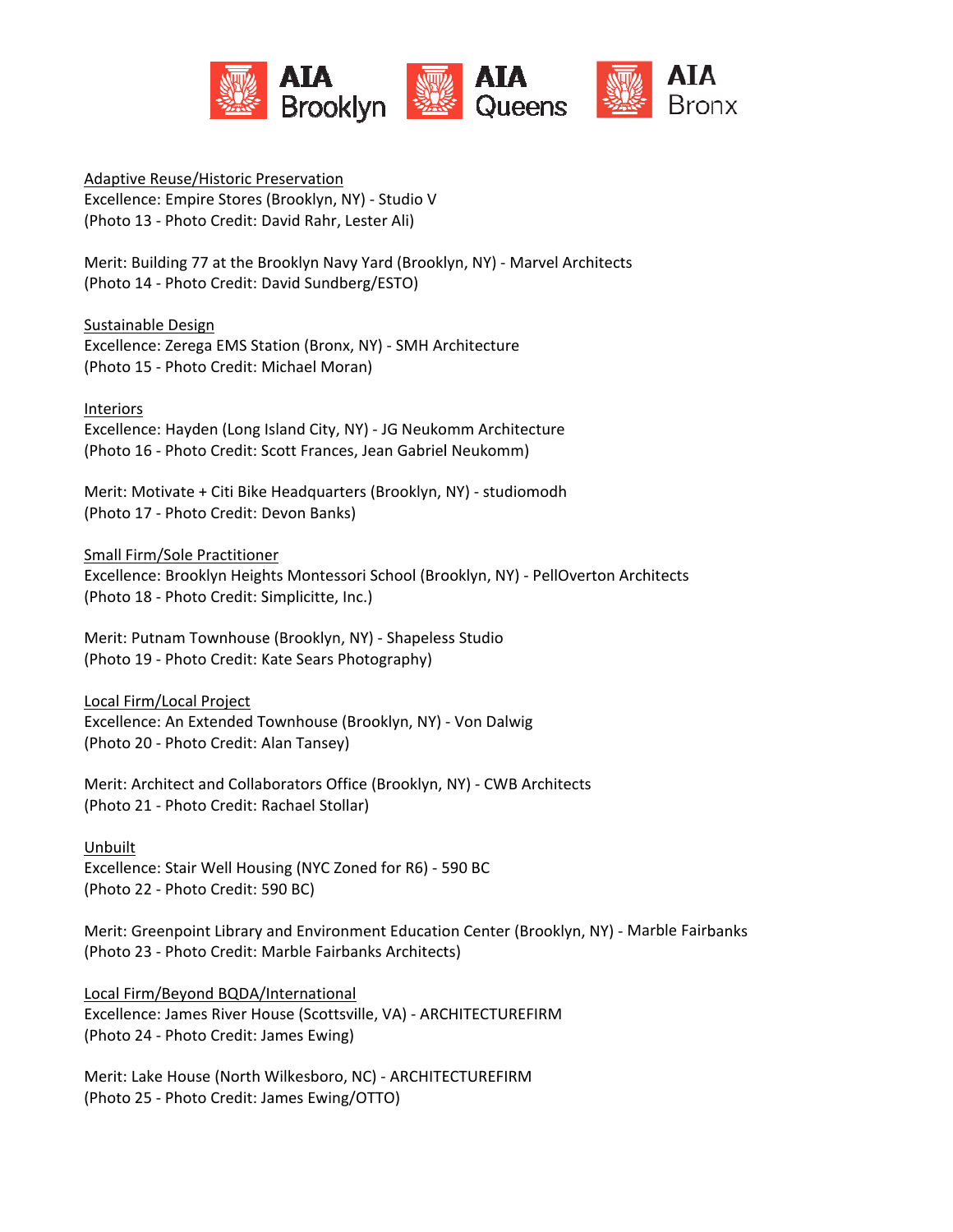AIA Brooklyn AIA Queens AIA Bronx

Adaptive Reuse/Historic Preservation

Excellence: Empire Stores (Brooklyn, NY) - Studio V
(Photo 13 - Photo Credit: David Rahr, Lester Ali)

Merit: Building 77 at the Brooklyn Navy Yard (Brooklyn, NY) - Marvel Architects
(Photo 14 - Photo Credit: David Sundberg/ESTO)

Sustainable Design

Excellence: Zerega EMS Station (Bronx, NY) - SMH Architecture
(Photo 15 - Photo Credit: Michael Moran)

Interiors

Excellence: Hayden (Long Island City, NY) - JG Neukomm Architecture
(Photo 16 - Photo Credit: Scott Frances, Jean Gabriel Neukomm)

Merit: Motivate + Citi Bike Headquarters (Brooklyn, NY) - studiomodh
(Photo 17 - Photo Credit: Devon Banks)

Small Firm/Sole Practitioner

Excellence: Brooklyn Heights Montessori School (Brooklyn, NY) - PellOverton Architects
(Photo 18 - Photo Credit: Simplicitte, Inc.)

Merit: Putnam Townhouse (Brooklyn, NY) - Shapeless Studio
(Photo 19 - Photo Credit: Kate Sears Photography)

Local Firm/Local Project

Excellence: An Extended Townhouse (Brooklyn, NY) - Von Dalwig
(Photo 20 - Photo Credit: Alan Tansey)

Merit: Architect and Collaborators Office (Brooklyn, NY) - CWB Architects
(Photo 21 - Photo Credit: Rachael Stollar)

Unbuilt

Excellence: Stair Well Housing (NYC Zoned for R6) - 590 BC
(Photo 22 - Photo Credit: 590 BC)

Merit: Greenpoint Library and Environment Education Center (Brooklyn, NY) - Marble Fairbanks
(Photo 23 - Photo Credit: Marble Fairbanks Architects)

Local Firm/Beyond BQDA/International

Excellence: James River House (Scottsville, VA) - ARCHITECTUREFIRM
(Photo 24 - Photo Credit: James Ewing)

Merit: Lake House (North Wilkesboro, NC) - ARCHITECTUREFIRM
(Photo 25 - Photo Credit: James Ewing/OTTO)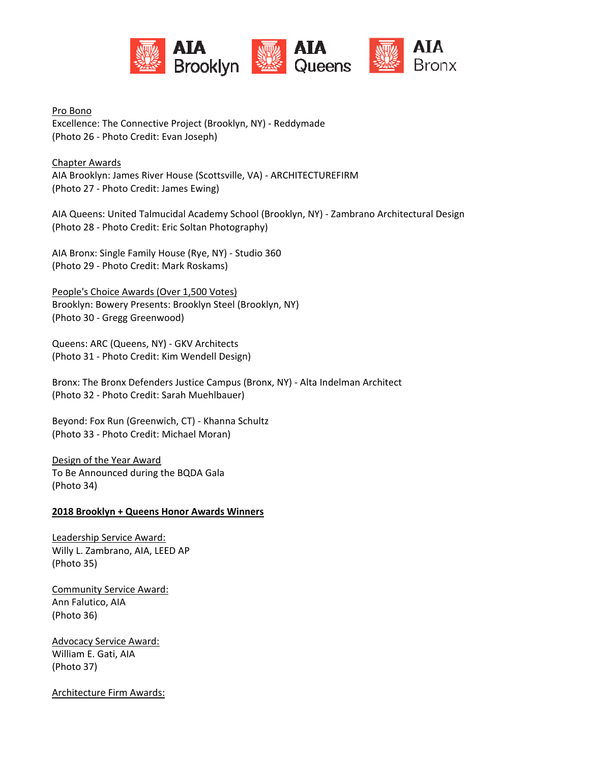Pro Bono
Excellence: The Connective Project (Brooklyn, NY) - Reddymade
(Photo 26 - Photo Credit: Evan Joseph)

Chapter Awards
AIA Brooklyn: James River House (Scottsville, VA) - ARCHITECTUREFIRM
(Photo 27 - Photo Credit: James Ewing)

AIA Queens: United Talmucidal Academy School (Brooklyn, NY) - Zambrano Architectural Design
(Photo 28 - Photo Credit: Eric Soltan Photography)

AIA Bronx: Single Family House (Rye, NY) - Studio 360
(Photo 29 - Photo Credit: Mark Roskams)

People's Choice Awards (Over 1,500 Votes)
Brooklyn: Bowery Presents: Brooklyn Steel (Brooklyn, NY)
(Photo 30 - Gregg Greenwood)

Queens: ARC (Queens, NY) - GKV Architects
(Photo 31 - Photo Credit: Kim Wendell Design)

Bronx: The Bronx Defenders Justice Campus (Bronx, NY) - Alta Indelman Architect
(Photo 32 - Photo Credit: Sarah Muehlbauer)

Beyond: Fox Run (Greenwich, CT) - Khanna Schultz
(Photo 33 - Photo Credit: Michael Moran)

Design of the Year Award
To Be Announced during the BQDA Gala
(Photo 34)

**2018 Brooklyn + Queens Honor Awards Winners**

Leadership Service Award:
Willy L. Zambrano, AIA, LEED AP
(Photo 35)

Community Service Award:
Ann Falutico, AIA
(Photo 36)

Advocacy Service Award:
William E. Gati, AIA
(Photo 37)

Architecture Firm Awards: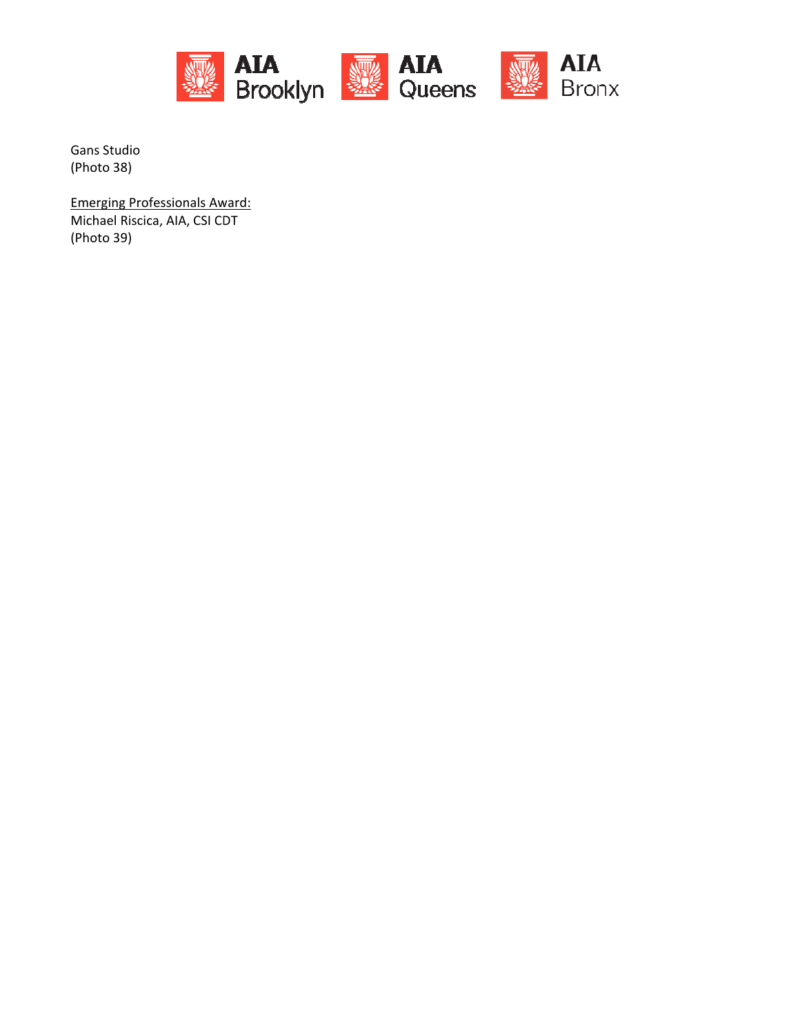Gans Studio
(Photo 38)

Emerging Professionals Award:
Michael Riscica, AIA, CSI CDT
(Photo 39)